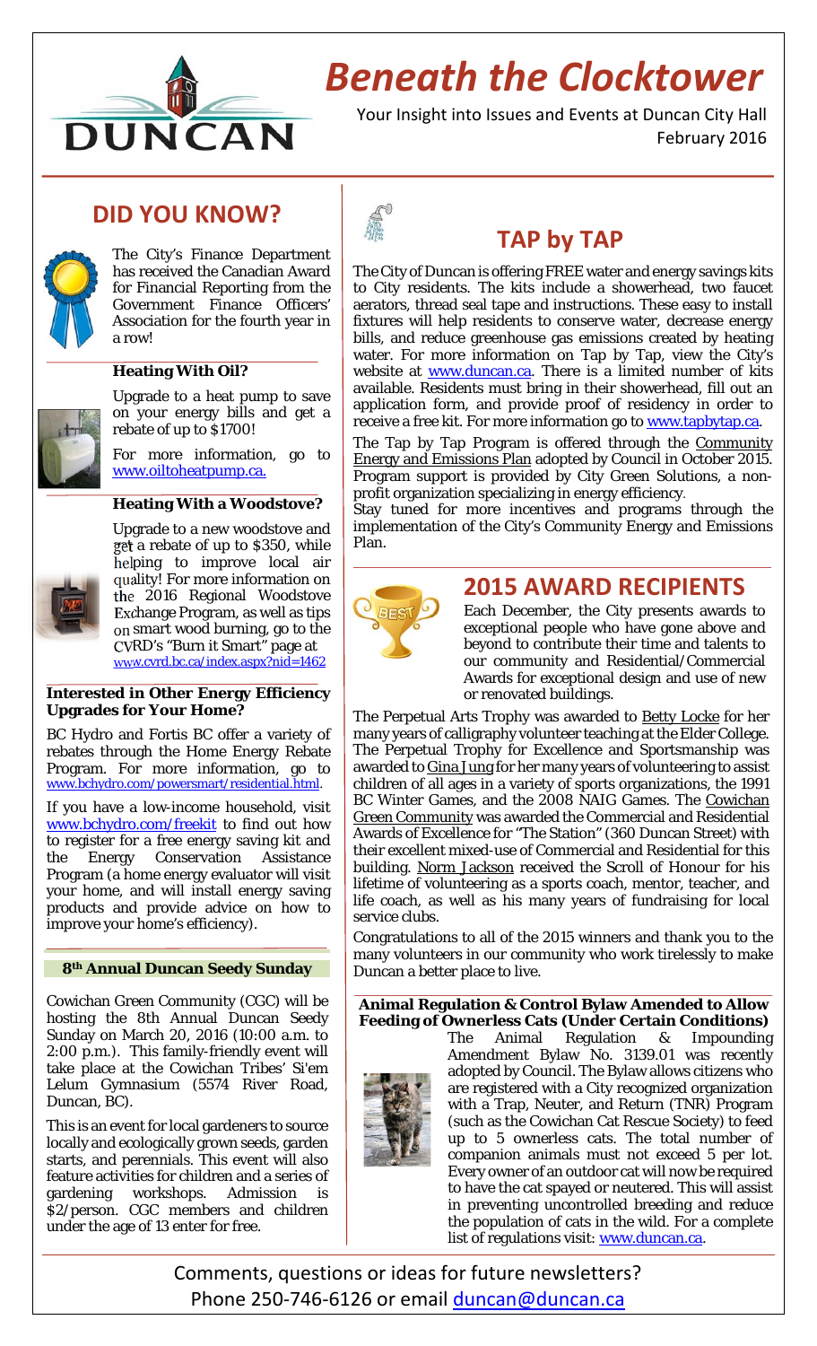# Beneath the Clocktower

Your Insight into Issues and Events at Duncan City Hall
February 2016

## DID YOU KNOW?

The City's Finance Department has received the Canadian Award for Financial Reporting from the Government Finance Officers' Association for the fourth year in a row!

### Heating With Oil?

Upgrade to a heat pump to save on your energy bills and get a rebate of up to $1700!

For more information, go to www.oiltoheatpump.ca.

### Heating With a Woodstove?

Upgrade to a new woodstove and get a rebate of up to $350, while helping to improve local air quality! For more information on the 2016 Regional Woodstove Exchange Program, as well as tips on smart wood burning, go to the CVRD's "Burn it Smart" page at www.cvrd.bc.ca/index.aspx?nid=1462

### Interested in Other Energy Efficiency Upgrades for Your Home?

BC Hydro and Fortis BC offer a variety of rebates through the Home Energy Rebate Program. For more information, go to www.bchydro.com/powersmart/residential.html.

If you have a low-income household, visit www.bchydro.com/freekit to find out how to register for a free energy saving kit and the Energy Conservation Assistance Program (a home energy evaluator will visit your home, and will install energy saving products and provide advice on how to improve your home's efficiency).

### 8th Annual Duncan Seedy Sunday

Cowichan Green Community (CGC) will be hosting the 8th Annual Duncan Seedy Sunday on March 20, 2016 (10:00 a.m. to 2:00 p.m.). This family-friendly event will take place at the Cowichan Tribes' Si'em Lelum Gymnasium (5574 River Road, Duncan, BC).

This is an event for local gardeners to source locally and ecologically grown seeds, garden starts, and perennials. This event will also feature activities for children and a series of gardening workshops. Admission is $2/person. CGC members and children under the age of 13 enter for free.

## TAP by TAP

The City of Duncan is offering FREE water and energy savings kits to City residents. The kits include a showerhead, two faucet aerators, thread seal tape and instructions. These easy to install fixtures will help residents to conserve water, decrease energy bills, and reduce greenhouse gas emissions created by heating water. For more information on Tap by Tap, view the City's website at www.duncan.ca. There is a limited number of kits available. Residents must bring in their showerhead, fill out an application form, and provide proof of residency in order to receive a free kit. For more information go to www.tapbytap.ca.

The Tap by Tap Program is offered through the Community Energy and Emissions Plan adopted by Council in October 2015. Program support is provided by City Green Solutions, a non-profit organization specializing in energy efficiency.

Stay tuned for more incentives and programs through the implementation of the City's Community Energy and Emissions Plan.

## 2015 AWARD RECIPIENTS

Each December, the City presents awards to exceptional people who have gone above and beyond to contribute their time and talents to our community and Residential/Commercial Awards for exceptional design and use of new or renovated buildings.

The Perpetual Arts Trophy was awarded to Betty Locke for her many years of calligraphy volunteer teaching at the Elder College. The Perpetual Trophy for Excellence and Sportsmanship was awarded to Gina Jung for her many years of volunteering to assist children of all ages in a variety of sports organizations, the 1991 BC Winter Games, and the 2008 NAIG Games. The Cowichan Green Community was awarded the Commercial and Residential Awards of Excellence for "The Station" (360 Duncan Street) with their excellent mixed-use of Commercial and Residential for this building. Norm Jackson received the Scroll of Honour for his lifetime of volunteering as a sports coach, mentor, teacher, and life coach, as well as his many years of fundraising for local service clubs.

Congratulations to all of the 2015 winners and thank you to the many volunteers in our community who work tirelessly to make Duncan a better place to live.

### Animal Regulation & Control Bylaw Amended to Allow Feeding of Ownerless Cats (Under Certain Conditions)

The Animal Regulation & Impounding Amendment Bylaw No. 3139.01 was recently adopted by Council. The Bylaw allows citizens who are registered with a City recognized organization with a Trap, Neuter, and Return (TNR) Program (such as the Cowichan Cat Rescue Society) to feed up to 5 ownerless cats. The total number of companion animals must not exceed 5 per lot. Every owner of an outdoor cat will now be required to have the cat spayed or neutered. This will assist in preventing uncontrolled breeding and reduce the population of cats in the wild. For a complete list of regulations visit: www.duncan.ca.

Comments, questions or ideas for future newsletters?
Phone 250-746-6126 or email duncan@duncan.ca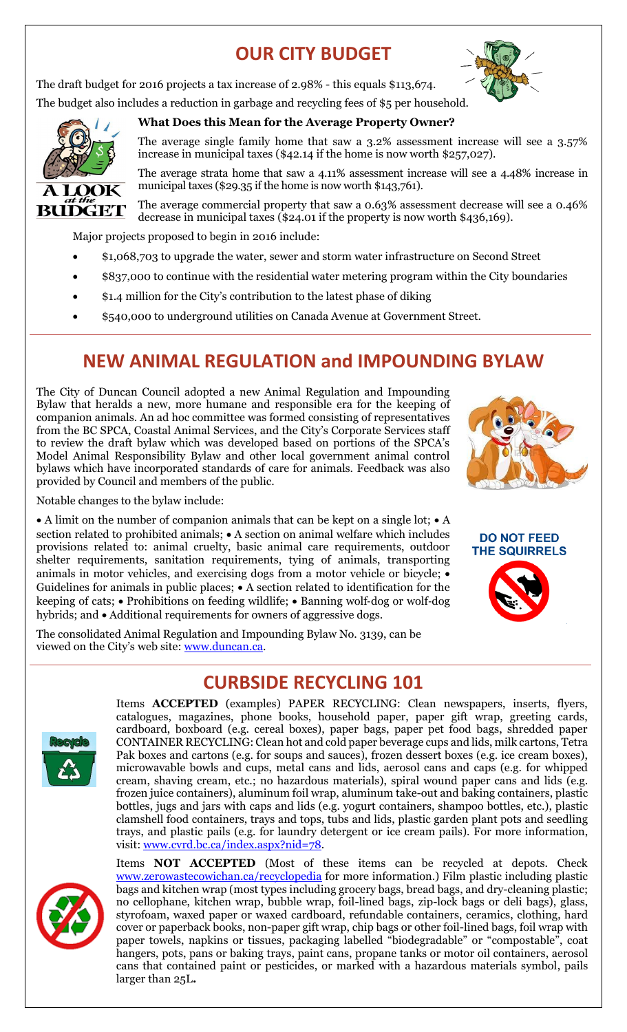## OUR CITY BUDGET

The draft budget for 2016 projects a tax increase of 2.98% - this equals $113,674.

The budget also includes a reduction in garbage and recycling fees of $5 per household.

A LOOK at the BUDGET

**What Does this Mean for the Average Property Owner?**

The average single family home that saw a 3.2% assessment increase will see a 3.57% increase in municipal taxes ($42.14 if the home is now worth $257,027).

The average strata home that saw a 4.11% assessment increase will see a 4.48% increase in municipal taxes ($29.35 if the home is now worth $143,761).

The average commercial property that saw a 0.63% assessment decrease will see a 0.46% decrease in municipal taxes ($24.01 if the property is now worth $436,169).

Major projects proposed to begin in 2016 include:

- $1,068,703 to upgrade the water, sewer and storm water infrastructure on Second Street
- $837,000 to continue with the residential water metering program within the City boundaries
- $1.4 million for the City's contribution to the latest phase of diking
- $540,000 to underground utilities on Canada Avenue at Government Street.

## NEW ANIMAL REGULATION and IMPOUNDING BYLAW

The City of Duncan Council adopted a new Animal Regulation and Impounding Bylaw that heralds a new, more humane and responsible era for the keeping of companion animals. An ad hoc committee was formed consisting of representatives from the BC SPCA, Coastal Animal Services, and the City's Corporate Services staff to review the draft bylaw which was developed based on portions of the SPCA's Model Animal Responsibility Bylaw and other local government animal control bylaws which have incorporated standards of care for animals. Feedback was also provided by Council and members of the public.

Notable changes to the bylaw include:

• A limit on the number of companion animals that can be kept on a single lot; • A section related to prohibited animals; • A section on animal welfare which includes provisions related to: animal cruelty, basic animal care requirements, outdoor shelter requirements, sanitation requirements, tying of animals, transporting animals in motor vehicles, and exercising dogs from a motor vehicle or bicycle; • Guidelines for animals in public places; • A section related to identification for the keeping of cats; • Prohibitions on feeding wildlife; • Banning wolf-dog or wolf-dog hybrids; and • Additional requirements for owners of aggressive dogs.

DO NOT FEED THE SQUIRRELS

The consolidated Animal Regulation and Impounding Bylaw No. 3139, can be viewed on the City's web site: [www.duncan.ca](http://www.duncan.ca).

## CURBSIDE RECYCLING 101

Items **ACCEPTED** (examples) PAPER RECYCLING: Clean newspapers, inserts, flyers, catalogues, magazines, phone books, household paper, paper gift wrap, greeting cards, cardboard, boxboard (e.g. cereal boxes), paper bags, paper pet food bags, shredded paper CONTAINER RECYCLING: Clean hot and cold paper beverage cups and lids, milk cartons, Tetra Pak boxes and cartons (e.g. for soups and sauces), frozen dessert boxes (e.g. ice cream boxes), microwavable bowls and cups, metal cans and lids, aerosol cans and caps (e.g. for whipped cream, shaving cream, etc.; no hazardous materials), spiral wound paper cans and lids (e.g. frozen juice containers), aluminum foil wrap, aluminum take-out and baking containers, plastic bottles, jugs and jars with caps and lids (e.g. yogurt containers, shampoo bottles, etc.), plastic clamshell food containers, trays and tops, tubs and lids, plastic garden plant pots and seedling trays, and plastic pails (e.g. for laundry detergent or ice cream pails). For more information, visit: [www.cvrd.bc.ca/index.aspx?nid=78](http://www.cvrd.bc.ca/index.aspx?nid=78).

Items **NOT ACCEPTED** (Most of these items can be recycled at depots. Check [www.zerowastecowichan.ca/recyclopedia](http://www.zerowastecowichan.ca/recyclopedia) for more information.) Film plastic including plastic bags and kitchen wrap (most types including grocery bags, bread bags, and dry-cleaning plastic; no cellophane, kitchen wrap, bubble wrap, foil-lined bags, zip-lock bags or deli bags), glass, styrofoam, waxed paper or waxed cardboard, refundable containers, ceramics, clothing, hard cover or paperback books, non-paper gift wrap, chip bags or other foil-lined bags, foil wrap with paper towels, napkins or tissues, packaging labelled "biodegradable" or "compostable", coat hangers, pots, pans or baking trays, paint cans, propane tanks or motor oil containers, aerosol cans that contained paint or pesticides, or marked with a hazardous materials symbol, pails larger than 25L**.**